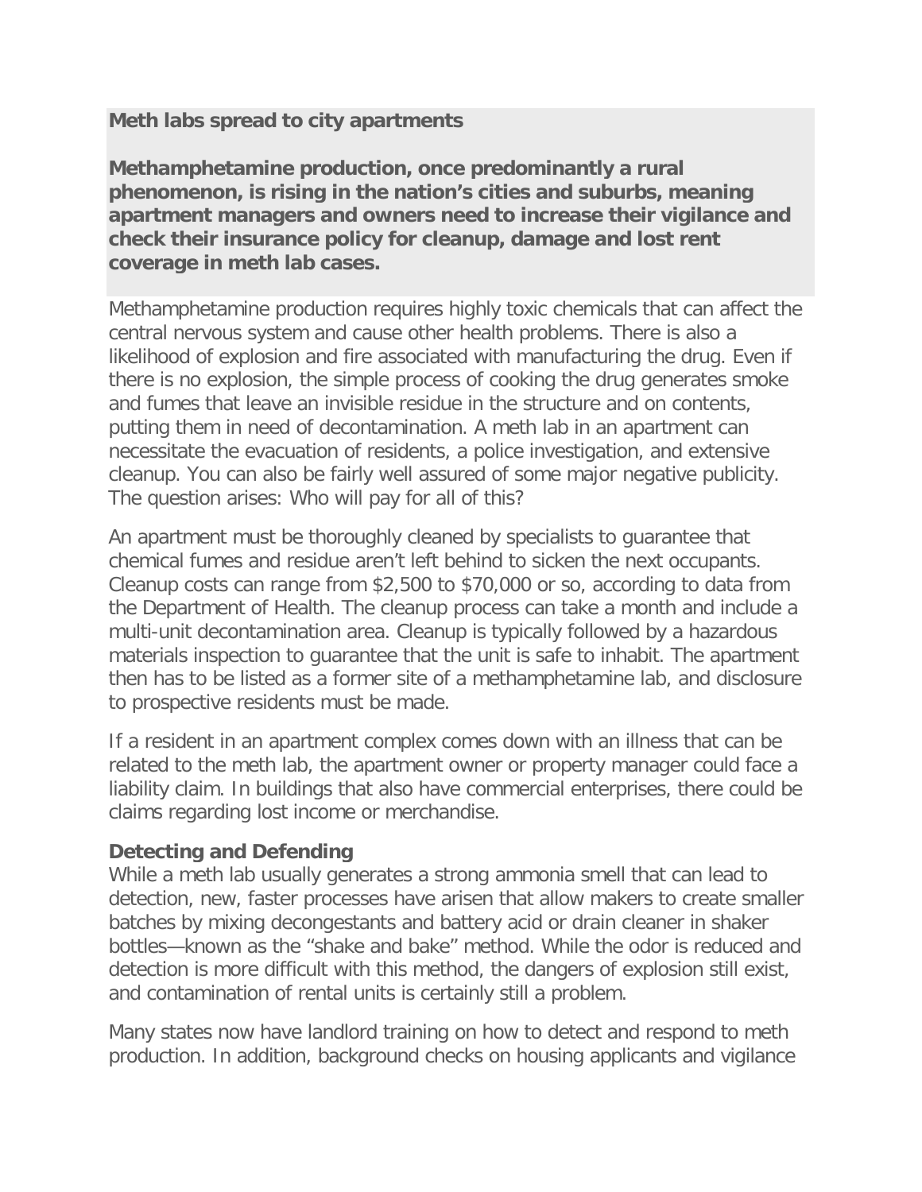**Meth labs spread to city apartments**

**Methamphetamine production, once predominantly a rural phenomenon, is rising in the nation's cities and suburbs, meaning apartment managers and owners need to increase their vigilance and check their insurance policy for cleanup, damage and lost rent coverage in meth lab cases.**

Methamphetamine production requires highly toxic chemicals that can affect the central nervous system and cause other health problems. There is also a likelihood of explosion and fire associated with manufacturing the drug. Even if there is no explosion, the simple process of cooking the drug generates smoke and fumes that leave an invisible residue in the structure and on contents, putting them in need of decontamination. A meth lab in an apartment can necessitate the evacuation of residents, a police investigation, and extensive cleanup. You can also be fairly well assured of some major negative publicity. The question arises: Who will pay for all of this?

An apartment must be thoroughly cleaned by specialists to guarantee that chemical fumes and residue aren't left behind to sicken the next occupants. Cleanup costs can range from $2,500 to $70,000 or so, according to data from the Department of Health. The cleanup process can take a month and include a multi-unit decontamination area. Cleanup is typically followed by a hazardous materials inspection to guarantee that the unit is safe to inhabit. The apartment then has to be listed as a former site of a methamphetamine lab, and disclosure to prospective residents must be made.

If a resident in an apartment complex comes down with an illness that can be related to the meth lab, the apartment owner or property manager could face a liability claim. In buildings that also have commercial enterprises, there could be claims regarding lost income or merchandise.

**Detecting and Defending**

While a meth lab usually generates a strong ammonia smell that can lead to detection, new, faster processes have arisen that allow makers to create smaller batches by mixing decongestants and battery acid or drain cleaner in shaker bottles—known as the "shake and bake" method. While the odor is reduced and detection is more difficult with this method, the dangers of explosion still exist, and contamination of rental units is certainly still a problem.

Many states now have landlord training on how to detect and respond to meth production. In addition, background checks on housing applicants and vigilance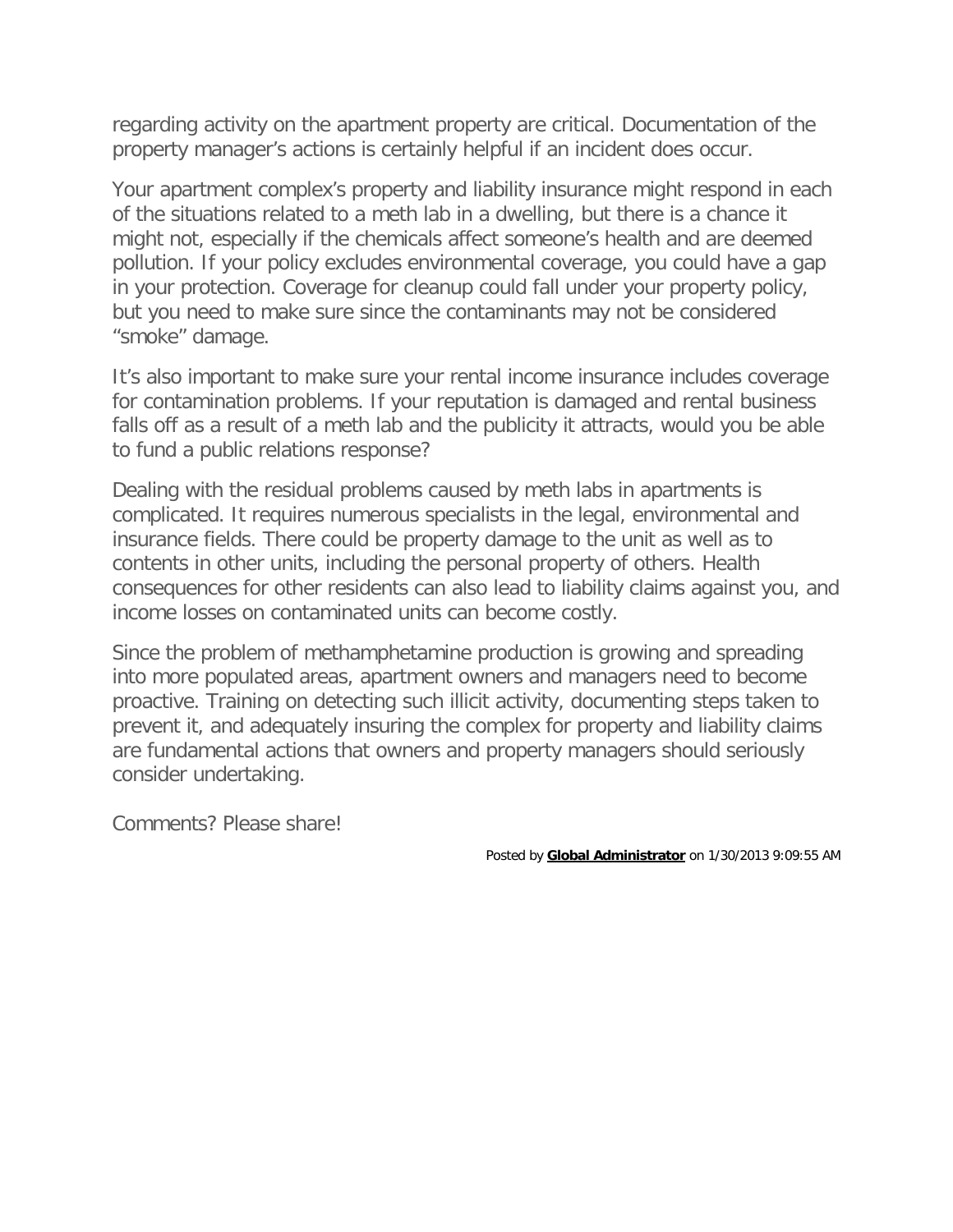regarding activity on the apartment property are critical. Documentation of the property manager's actions is certainly helpful if an incident does occur.

Your apartment complex's property and liability insurance might respond in each of the situations related to a meth lab in a dwelling, but there is a chance it might not, especially if the chemicals affect someone's health and are deemed pollution. If your policy excludes environmental coverage, you could have a gap in your protection. Coverage for cleanup could fall under your property policy, but you need to make sure since the contaminants may not be considered "smoke" damage.

It's also important to make sure your rental income insurance includes coverage for contamination problems. If your reputation is damaged and rental business falls off as a result of a meth lab and the publicity it attracts, would you be able to fund a public relations response?

Dealing with the residual problems caused by meth labs in apartments is complicated. It requires numerous specialists in the legal, environmental and insurance fields. There could be property damage to the unit as well as to contents in other units, including the personal property of others. Health consequences for other residents can also lead to liability claims against you, and income losses on contaminated units can become costly.

Since the problem of methamphetamine production is growing and spreading into more populated areas, apartment owners and managers need to become proactive. Training on detecting such illicit activity, documenting steps taken to prevent it, and adequately insuring the complex for property and liability claims are fundamental actions that owners and property managers should seriously consider undertaking.

Comments? Please share!

Posted by **Global Administrator** on 1/30/2013 9:09:55 AM